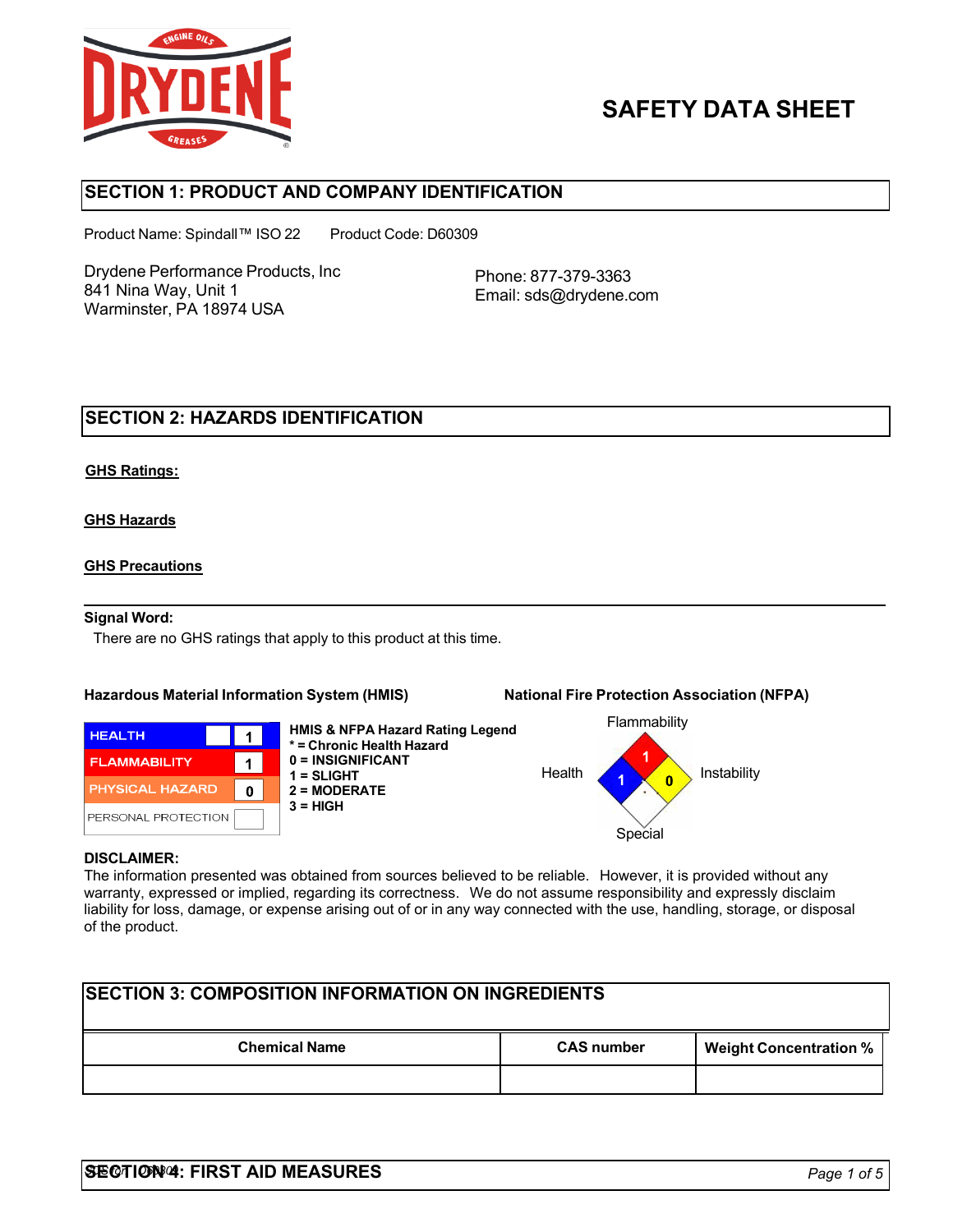# SAFETY DATA SHEET

## SECTION 1: PRODUCT AND COMPANY IDENTIFICATION

Product Name: Spindall™ ISO 22 Product Code: D60309

Drydene Performance Products, Inc
841 Nina Way, Unit 1
Warminster, PA 18974 USA

Phone: 877-379-3363
Email: sds@drydene.com

## SECTION 2: HAZARDS IDENTIFICATION

**GHS Ratings:**

**GHS Hazards**

**GHS Precautions**

**Signal Word:**

There are no GHS ratings that apply to this product at this time.

**Hazardous Material Information System (HMIS)**

| | |
|---|---|
| HEALTH | 1 |
| FLAMMABILITY | 1 |
| PHYSICAL HAZARD | 0 |
| PERSONAL PROTECTION | |

**HMIS & NFPA Hazard Rating Legend**
**\* = Chronic Health Hazard**
**0 = INSIGNIFICANT**
**1 = SLIGHT**
**2 = MODERATE**
**3 = HIGH**

**National Fire Protection Association (NFPA)**

Flammability: 1
Health: 1
Instability: 0
Special:

**DISCLAIMER:**
The information presented was obtained from sources believed to be reliable. However, it is provided without any warranty, expressed or implied, regarding its correctness. We do not assume responsibility and expressly disclaim liability for loss, damage, or expense arising out of or in any way connected with the use, handling, storage, or disposal of the product.

## SECTION 3: COMPOSITION INFORMATION ON INGREDIENTS

| Chemical Name | CAS number | Weight Concentration % |
|---|---|---|
| | | |

## SECTION 4: FIRST AID MEASURES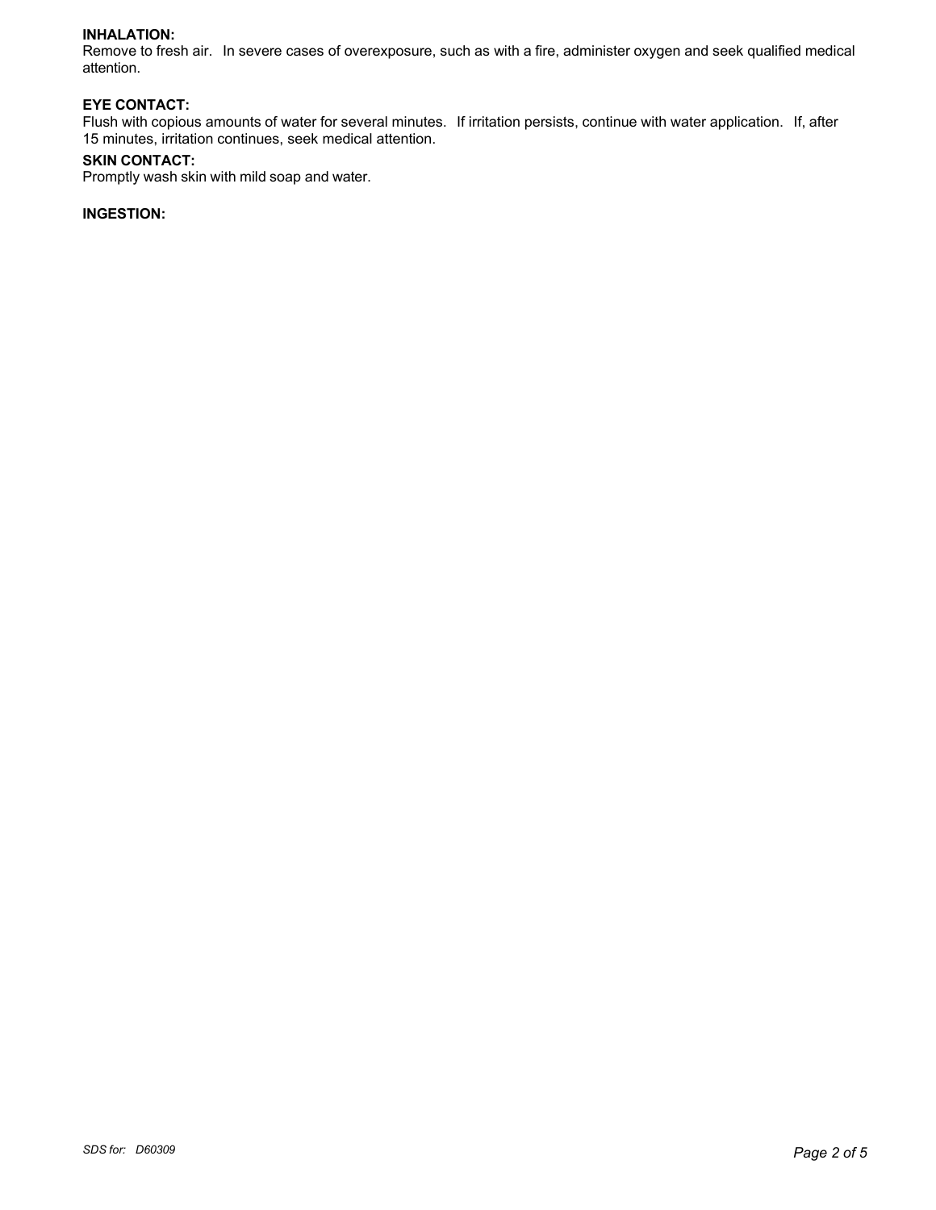**INHALATION:**
Remove to fresh air. In severe cases of overexposure, such as with a fire, administer oxygen and seek qualified medical attention.

**EYE CONTACT:**
Flush with copious amounts of water for several minutes. If irritation persists, continue with water application. If, after 15 minutes, irritation continues, seek medical attention.

**SKIN CONTACT:**
Promptly wash skin with mild soap and water.

**INGESTION:**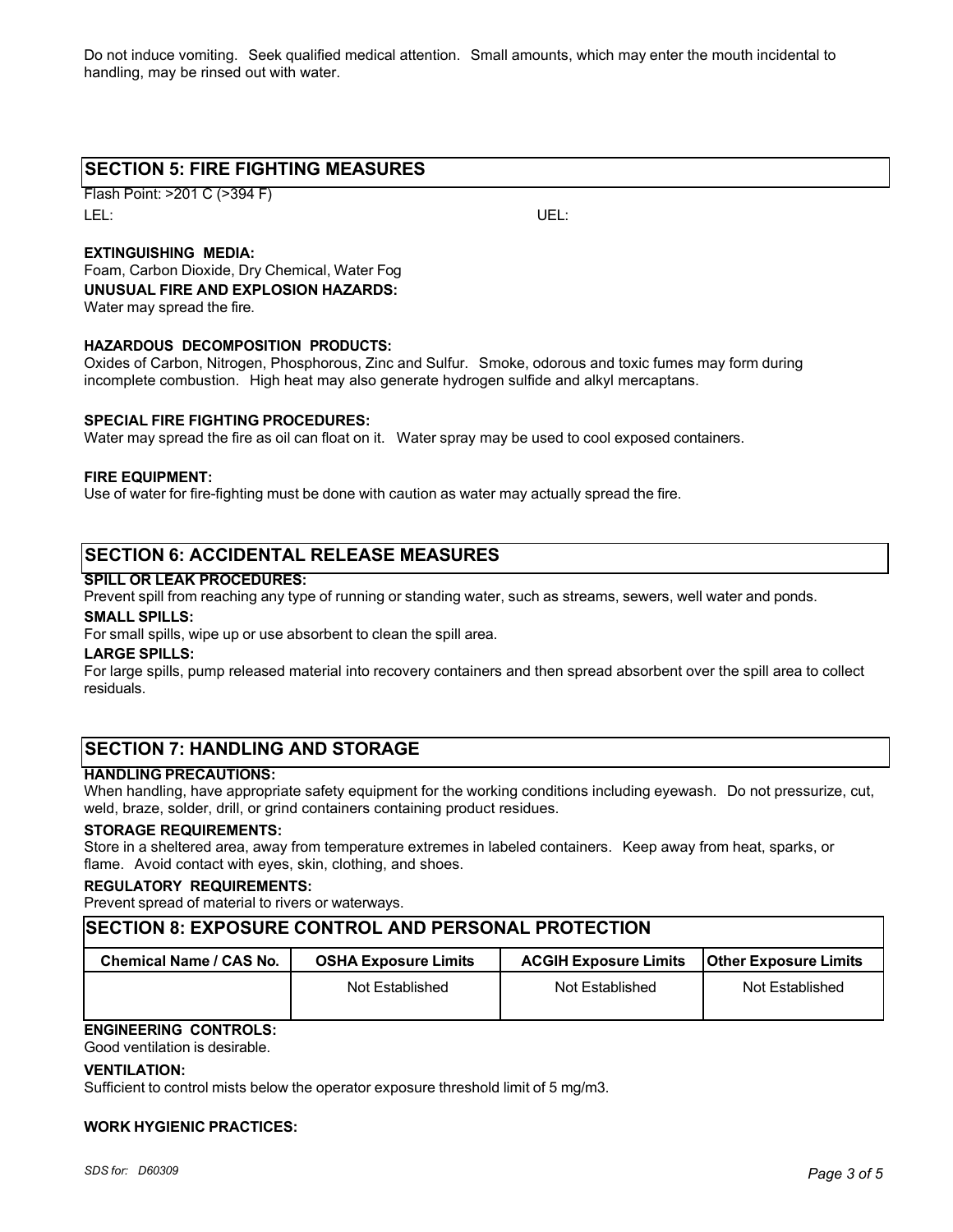Do not induce vomiting. Seek qualified medical attention. Small amounts, which may enter the mouth incidental to handling, may be rinsed out with water.

## SECTION 5: FIRE FIGHTING MEASURES

Flash Point: >201 C (>394 F)

LEL: UEL:

**EXTINGUISHING MEDIA:**

Foam, Carbon Dioxide, Dry Chemical, Water Fog

**UNUSUAL FIRE AND EXPLOSION HAZARDS:**

Water may spread the fire.

**HAZARDOUS DECOMPOSITION PRODUCTS:**

Oxides of Carbon, Nitrogen, Phosphorous, Zinc and Sulfur. Smoke, odorous and toxic fumes may form during incomplete combustion. High heat may also generate hydrogen sulfide and alkyl mercaptans.

**SPECIAL FIRE FIGHTING PROCEDURES:**

Water may spread the fire as oil can float on it. Water spray may be used to cool exposed containers.

**FIRE EQUIPMENT:**

Use of water for fire-fighting must be done with caution as water may actually spread the fire.

## SECTION 6: ACCIDENTAL RELEASE MEASURES

**SPILL OR LEAK PROCEDURES:**

Prevent spill from reaching any type of running or standing water, such as streams, sewers, well water and ponds.

**SMALL SPILLS:**

For small spills, wipe up or use absorbent to clean the spill area.

**LARGE SPILLS:**

For large spills, pump released material into recovery containers and then spread absorbent over the spill area to collect residuals.

## SECTION 7: HANDLING AND STORAGE

**HANDLING PRECAUTIONS:**

When handling, have appropriate safety equipment for the working conditions including eyewash. Do not pressurize, cut, weld, braze, solder, drill, or grind containers containing product residues.

**STORAGE REQUIREMENTS:**

Store in a sheltered area, away from temperature extremes in labeled containers. Keep away from heat, sparks, or flame. Avoid contact with eyes, skin, clothing, and shoes.

**REGULATORY REQUIREMENTS:**

Prevent spread of material to rivers or waterways.

## SECTION 8: EXPOSURE CONTROL AND PERSONAL PROTECTION

| Chemical Name / CAS No. | OSHA Exposure Limits | ACGIH Exposure Limits | Other Exposure Limits |
|---|---|---|---|
| | Not Established | Not Established | Not Established |

**ENGINEERING CONTROLS:**

Good ventilation is desirable.

**VENTILATION:**

Sufficient to control mists below the operator exposure threshold limit of 5 mg/m3.

**WORK HYGIENIC PRACTICES:**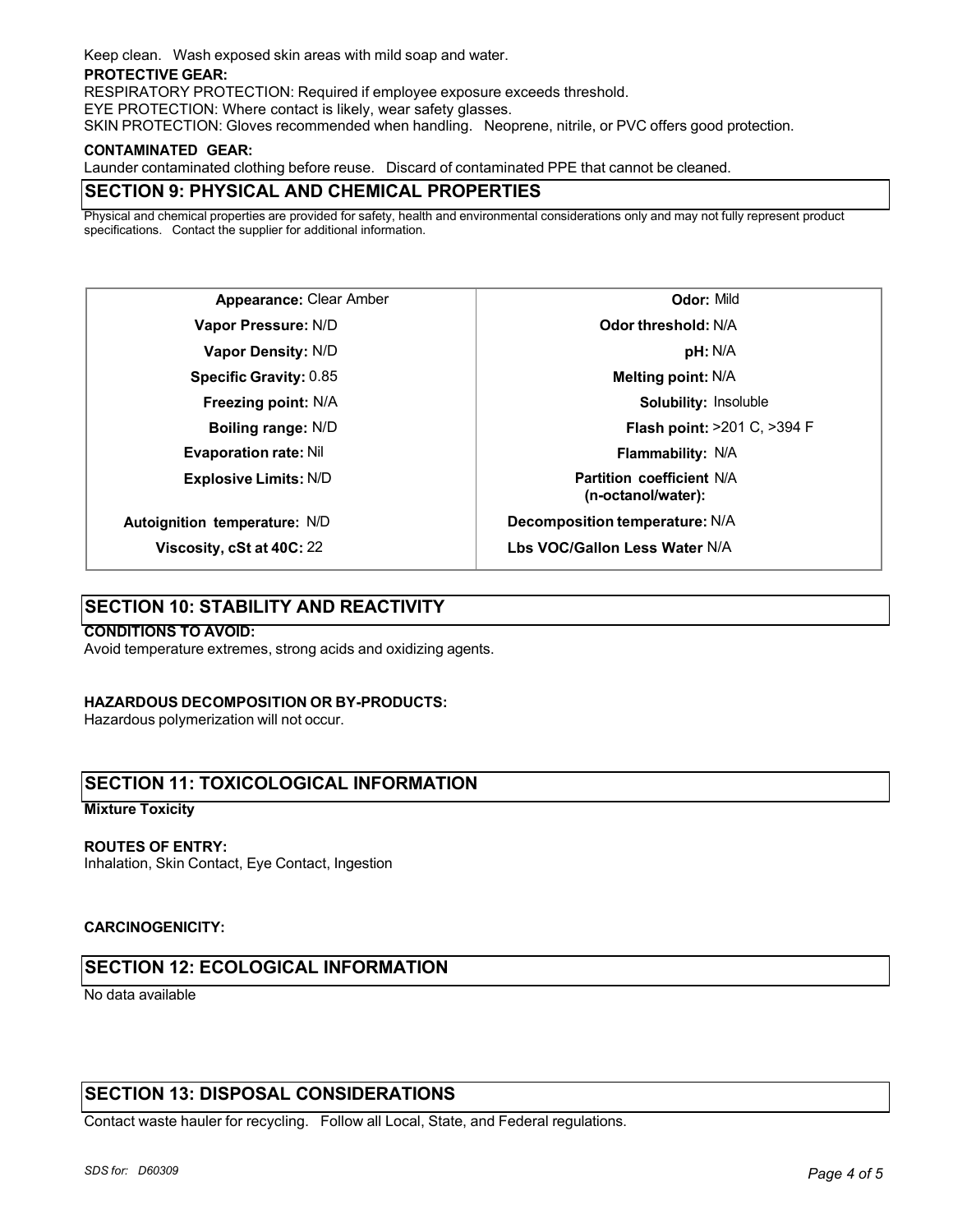Keep clean. Wash exposed skin areas with mild soap and water.

**PROTECTIVE GEAR:**

RESPIRATORY PROTECTION: Required if employee exposure exceeds threshold.
EYE PROTECTION: Where contact is likely, wear safety glasses.
SKIN PROTECTION: Gloves recommended when handling. Neoprene, nitrile, or PVC offers good protection.

**CONTAMINATED GEAR:**

Launder contaminated clothing before reuse. Discard of contaminated PPE that cannot be cleaned.

## SECTION 9: PHYSICAL AND CHEMICAL PROPERTIES

Physical and chemical properties are provided for safety, health and environmental considerations only and may not fully represent product specifications. Contact the supplier for additional information.

| Property | Value | Property | Value |
|---|---|---|---|
| **Appearance:** | Clear Amber | **Odor:** | Mild |
| **Vapor Pressure:** | N/D | **Odor threshold:** | N/A |
| **Vapor Density:** | N/D | **pH:** | N/A |
| **Specific Gravity:** | 0.85 | **Melting point:** | N/A |
| **Freezing point:** | N/A | **Solubility:** | Insoluble |
| **Boiling range:** | N/D | **Flash point:** | >201 C, >394 F |
| **Evaporation rate:** | Nil | **Flammability:** | N/A |
| **Explosive Limits:** | N/D | **Partition coefficient (n-octanol/water):** | N/A |
| **Autoignition temperature:** | N/D | **Decomposition temperature:** | N/A |
| **Viscosity, cSt at 40C:** | 22 | **Lbs VOC/Gallon Less Water** | N/A |

## SECTION 10: STABILITY AND REACTIVITY

**CONDITIONS TO AVOID:**

Avoid temperature extremes, strong acids and oxidizing agents.

**HAZARDOUS DECOMPOSITION OR BY-PRODUCTS:**

Hazardous polymerization will not occur.

## SECTION 11: TOXICOLOGICAL INFORMATION

**Mixture Toxicity**

**ROUTES OF ENTRY:**

Inhalation, Skin Contact, Eye Contact, Ingestion

**CARCINOGENICITY:**

## SECTION 12: ECOLOGICAL INFORMATION

No data available

## SECTION 13: DISPOSAL CONSIDERATIONS

Contact waste hauler for recycling. Follow all Local, State, and Federal regulations.

*SDS for: D60309*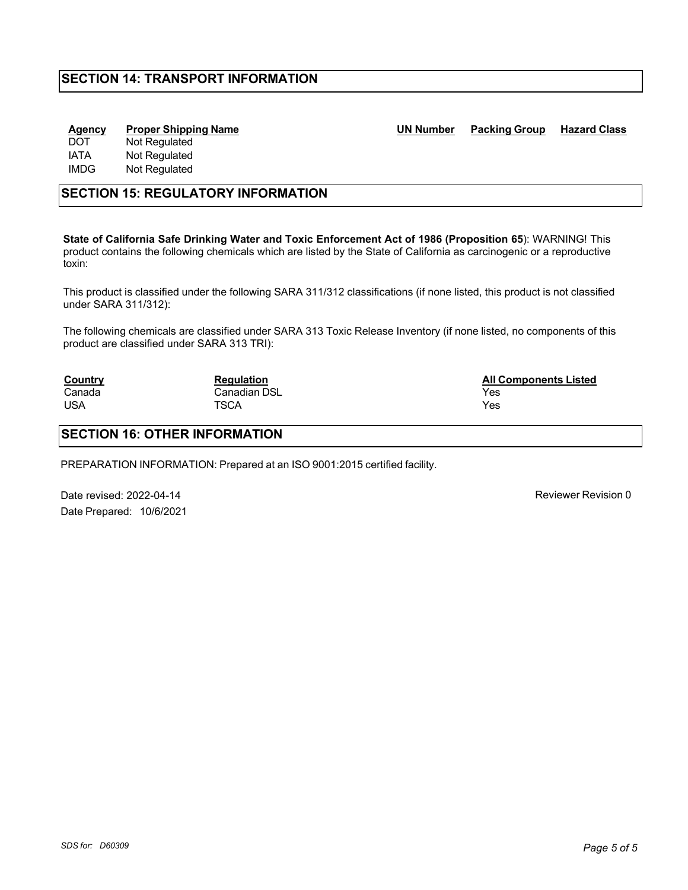## SECTION 14: TRANSPORT INFORMATION

| Agency | Proper Shipping Name | UN Number | Packing Group | Hazard Class |
|---|---|---|---|---|
| DOT | Not Regulated | | | |
| IATA | Not Regulated | | | |
| IMDG | Not Regulated | | | |

## SECTION 15: REGULATORY INFORMATION

**State of California Safe Drinking Water and Toxic Enforcement Act of 1986 (Proposition 65**): WARNING! This product contains the following chemicals which are listed by the State of California as carcinogenic or a reproductive toxin:

This product is classified under the following SARA 311/312 classifications (if none listed, this product is not classified under SARA 311/312):

The following chemicals are classified under SARA 313 Toxic Release Inventory (if none listed, no components of this product are classified under SARA 313 TRI):

| Country | Regulation | All Components Listed |
|---|---|---|
| Canada | Canadian DSL | Yes |
| USA | TSCA | Yes |

## SECTION 16: OTHER INFORMATION

PREPARATION INFORMATION: Prepared at an ISO 9001:2015 certified facility.

Date revised: 2022-04-14

Reviewer Revision 0

Date Prepared: 10/6/2021